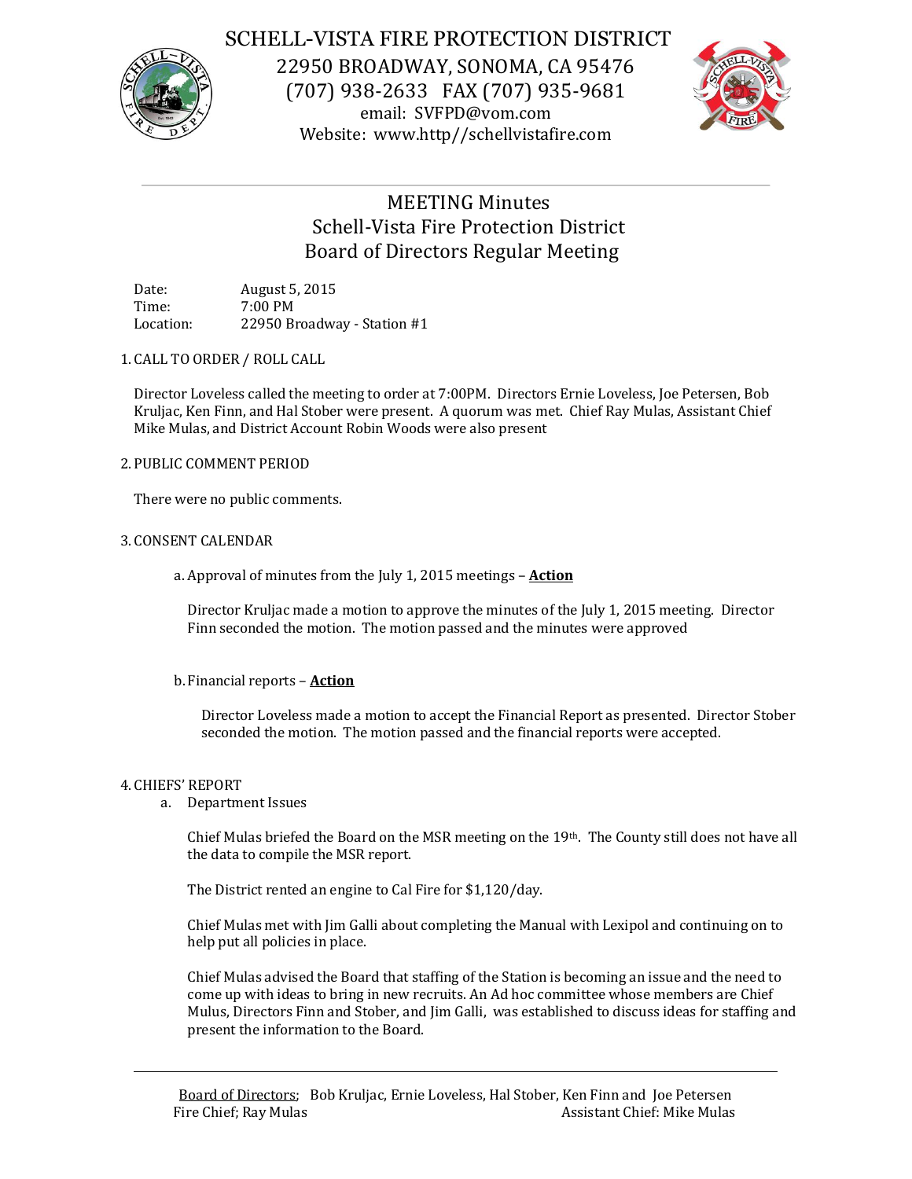# SCHELL-VISTA FIRE PROTECTION DISTRICT

22950 BROADWAY, SONOMA, CA 95476
(707) 938-2633 FAX (707) 935-9681
email: SVFPD@vom.com
Website: www.http//schellvistafire.com

---

## MEETING Minutes
## Schell-Vista Fire Protection District
## Board of Directors Regular Meeting

Date: August 5, 2015
Time: 7:00 PM
Location: 22950 Broadway - Station #1

1. CALL TO ORDER / ROLL CALL

   Director Loveless called the meeting to order at 7:00PM. Directors Ernie Loveless, Joe Petersen, Bob Kruljac, Ken Finn, and Hal Stober were present. A quorum was met. Chief Ray Mulas, Assistant Chief Mike Mulas, and District Account Robin Woods were also present

2. PUBLIC COMMENT PERIOD

   There were no public comments.

3. CONSENT CALENDAR

   a. Approval of minutes from the July 1, 2015 meetings – **Action**

      Director Kruljac made a motion to approve the minutes of the July 1, 2015 meeting. Director Finn seconded the motion. The motion passed and the minutes were approved

   b. Financial reports – **Action**

      Director Loveless made a motion to accept the Financial Report as presented. Director Stober seconded the motion. The motion passed and the financial reports were accepted.

4. CHIEFS' REPORT

   a. Department Issues

      Chief Mulas briefed the Board on the MSR meeting on the 19th. The County still does not have all the data to compile the MSR report.

      The District rented an engine to Cal Fire for $1,120/day.

      Chief Mulas met with Jim Galli about completing the Manual with Lexipol and continuing on to help put all policies in place.

      Chief Mulas advised the Board that staffing of the Station is becoming an issue and the need to come up with ideas to bring in new recruits. An Ad hoc committee whose members are Chief Mulus, Directors Finn and Stober, and Jim Galli, was established to discuss ideas for staffing and present the information to the Board.

---

Board of Directors; Bob Kruljac, Ernie Loveless, Hal Stober, Ken Finn and Joe Petersen
Fire Chief; Ray Mulas Assistant Chief: Mike Mulas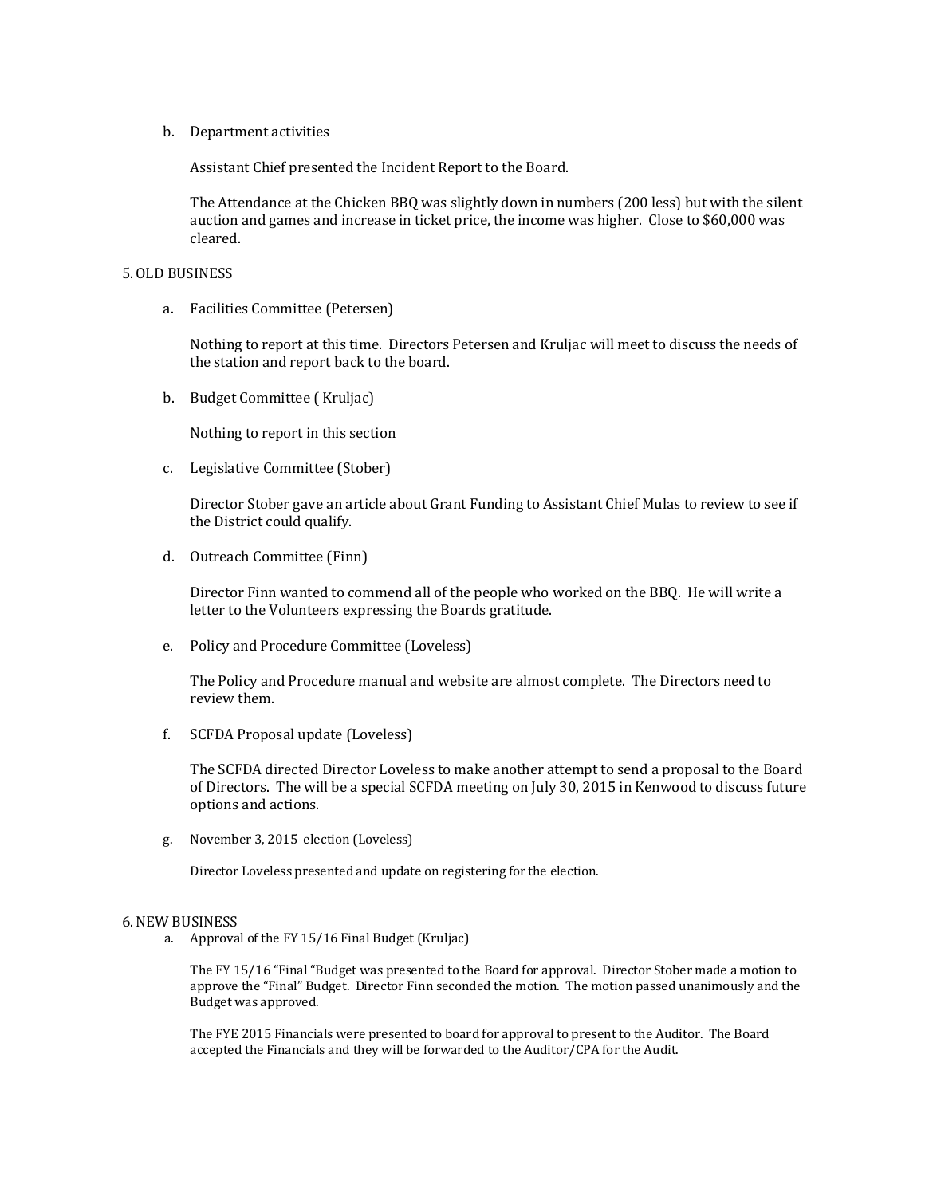b. Department activities

   Assistant Chief presented the Incident Report to the Board.

   The Attendance at the Chicken BBQ was slightly down in numbers (200 less) but with the silent auction and games and increase in ticket price, the income was higher. Close to $60,000 was cleared.

## 5. OLD BUSINESS

a. Facilities Committee (Petersen)

   Nothing to report at this time. Directors Petersen and Kruljac will meet to discuss the needs of the station and report back to the board.

b. Budget Committee ( Kruljac)

   Nothing to report in this section

c. Legislative Committee (Stober)

   Director Stober gave an article about Grant Funding to Assistant Chief Mulas to review to see if the District could qualify.

d. Outreach Committee (Finn)

   Director Finn wanted to commend all of the people who worked on the BBQ. He will write a letter to the Volunteers expressing the Boards gratitude.

e. Policy and Procedure Committee (Loveless)

   The Policy and Procedure manual and website are almost complete. The Directors need to review them.

f. SCFDA Proposal update (Loveless)

   The SCFDA directed Director Loveless to make another attempt to send a proposal to the Board of Directors. The will be a special SCFDA meeting on July 30, 2015 in Kenwood to discuss future options and actions.

g. November 3, 2015 election (Loveless)

   Director Loveless presented and update on registering for the election.

## 6. NEW BUSINESS

a. Approval of the FY 15/16 Final Budget (Kruljac)

   The FY 15/16 "Final "Budget was presented to the Board for approval. Director Stober made a motion to approve the "Final" Budget. Director Finn seconded the motion. The motion passed unanimously and the Budget was approved.

   The FYE 2015 Financials were presented to board for approval to present to the Auditor. The Board accepted the Financials and they will be forwarded to the Auditor/CPA for the Audit.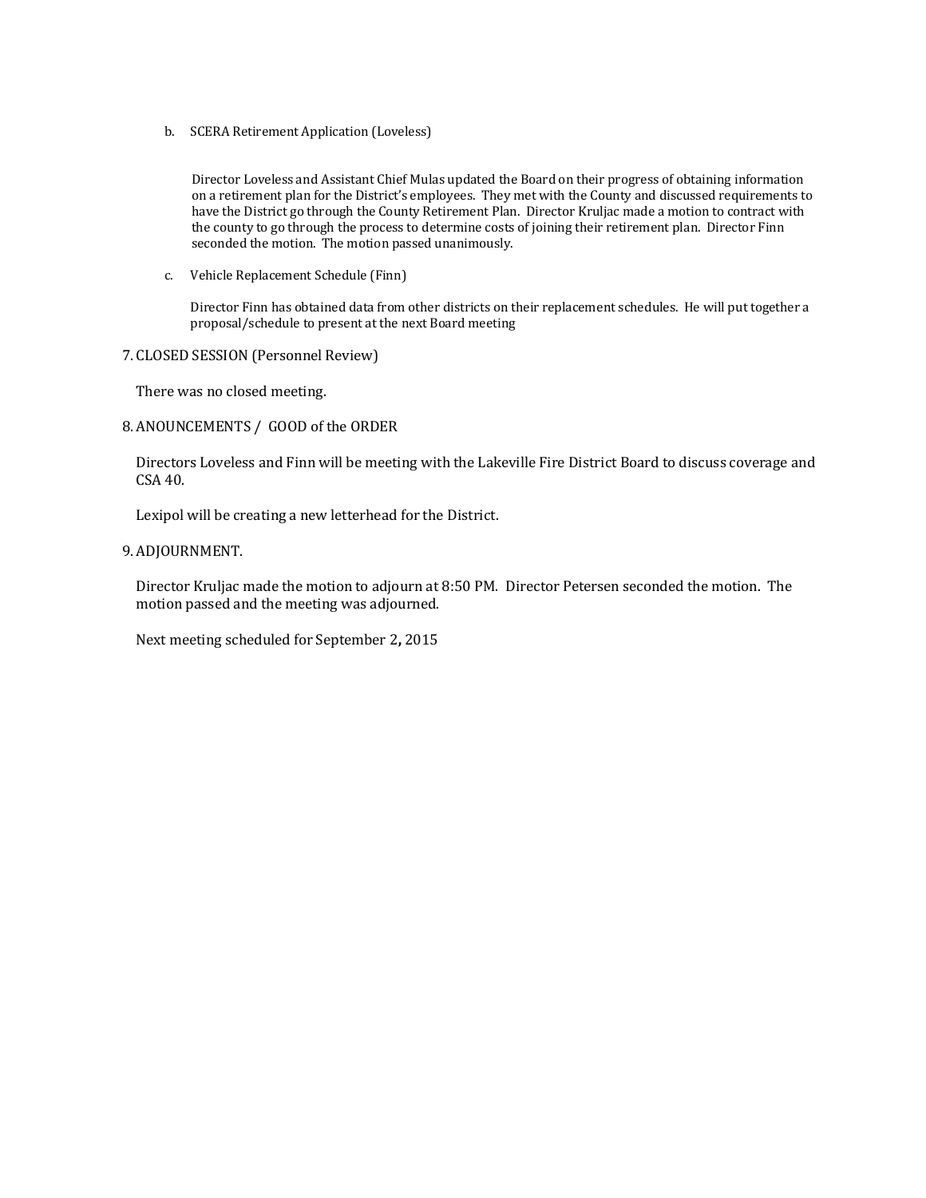b. SCERA Retirement Application (Loveless)

Director Loveless and Assistant Chief Mulas updated the Board on their progress of obtaining information on a retirement plan for the District's employees. They met with the County and discussed requirements to have the District go through the County Retirement Plan. Director Kruljac made a motion to contract with the county to go through the process to determine costs of joining their retirement plan. Director Finn seconded the motion. The motion passed unanimously.

c. Vehicle Replacement Schedule (Finn)

Director Finn has obtained data from other districts on their replacement schedules. He will put together a proposal/schedule to present at the next Board meeting

7. CLOSED SESSION (Personnel Review)

There was no closed meeting.

8. ANOUNCEMENTS / GOOD of the ORDER

Directors Loveless and Finn will be meeting with the Lakeville Fire District Board to discuss coverage and CSA 40.

Lexipol will be creating a new letterhead for the District.

9. ADJOURNMENT.

Director Kruljac made the motion to adjourn at 8:50 PM. Director Petersen seconded the motion. The motion passed and the meeting was adjourned.

Next meeting scheduled for September 2, 2015